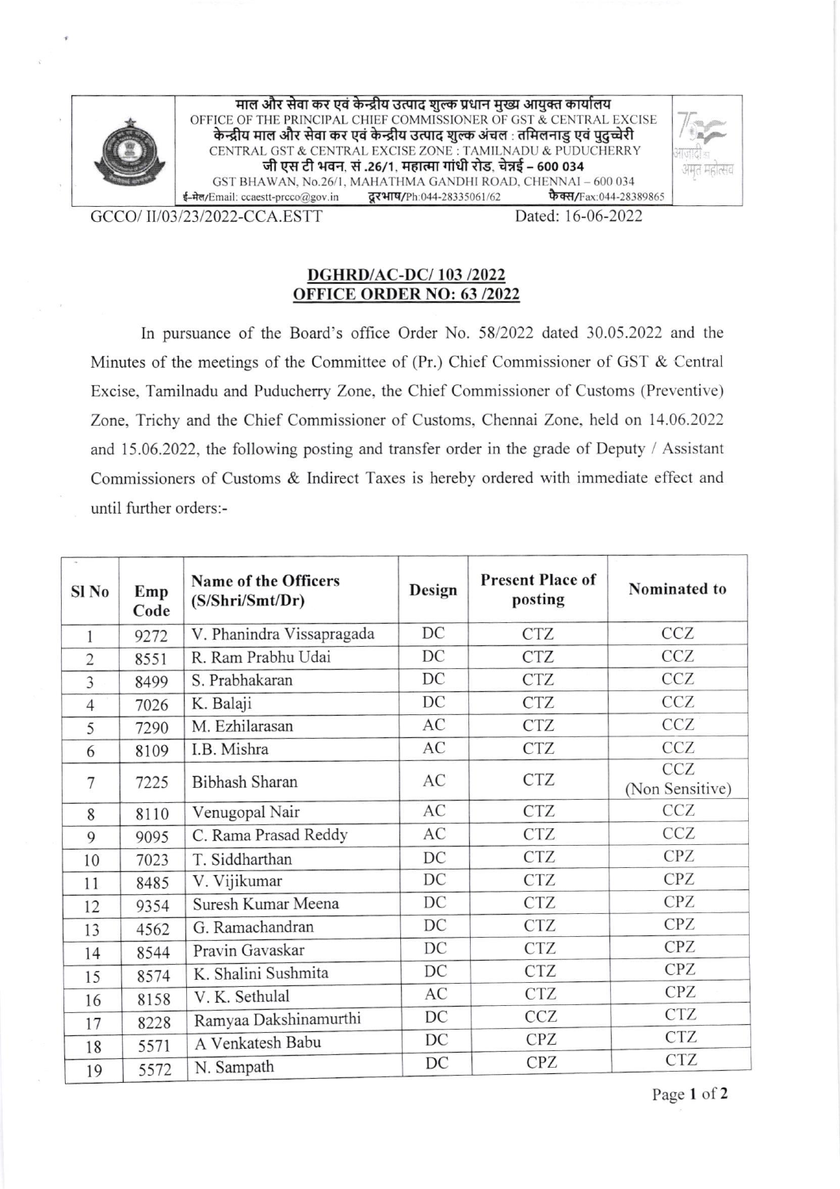माल और सेवा कर एवं केन्द्रीय उत्पाद शुल्क प्रधान मुख्य आयुक्त कार्यालय
OFFICE OF THE PRINCIPAL CHIEF COMMISSIONER OF GST & CENTRAL EXCISE
केन्द्रीय माल और सेवा कर एवं केन्द्रीय उत्पाद शुल्क अंचल : तमिलनाडु एवं पुदुच्चेरी
CENTRAL GST & CENTRAL EXCISE ZONE : TAMILNADU & PUDUCHERRY
जी एस टी भवन, सं .26/1, महात्मा गांधी रोड, चेन्नई – 600 034
GST BHAWAN, No.26/1, MAHATHMA GANDHI ROAD, CHENNAI – 600 034
ई-मेल/Email: ccaestt-prcco@gov.in दूरभाष/Ph:044-28335061/62 फैक्स/Fax:044-28389865

GCCO/ II/03/23/2022-CCA.ESTT Dated: 16-06-2022

**DGHRD/AC-DC/ 103 /2022**
**OFFICE ORDER NO: 63 /2022**

In pursuance of the Board's office Order No. 58/2022 dated 30.05.2022 and the Minutes of the meetings of the Committee of (Pr.) Chief Commissioner of GST & Central Excise, Tamilnadu and Puducherry Zone, the Chief Commissioner of Customs (Preventive) Zone, Trichy and the Chief Commissioner of Customs, Chennai Zone, held on 14.06.2022 and 15.06.2022, the following posting and transfer order in the grade of Deputy / Assistant Commissioners of Customs & Indirect Taxes is hereby ordered with immediate effect and until further orders:-

| Sl No | Emp Code | Name of the Officers (S/Shri/Smt/Dr) | Design | Present Place of posting | Nominated to |
|---|---|---|---|---|---|
| 1 | 9272 | V. Phanindra Vissapragada | DC | CTZ | CCZ |
| 2 | 8551 | R. Ram Prabhu Udai | DC | CTZ | CCZ |
| 3 | 8499 | S. Prabhakaran | DC | CTZ | CCZ |
| 4 | 7026 | K. Balaji | DC | CTZ | CCZ |
| 5 | 7290 | M. Ezhilarasan | AC | CTZ | CCZ |
| 6 | 8109 | I.B. Mishra | AC | CTZ | CCZ |
| 7 | 7225 | Bibhash Sharan | AC | CTZ | CCZ (Non Sensitive) |
| 8 | 8110 | Venugopal Nair | AC | CTZ | CCZ |
| 9 | 9095 | C. Rama Prasad Reddy | AC | CTZ | CCZ |
| 10 | 7023 | T. Siddharthan | DC | CTZ | CPZ |
| 11 | 8485 | V. Vijikumar | DC | CTZ | CPZ |
| 12 | 9354 | Suresh Kumar Meena | DC | CTZ | CPZ |
| 13 | 4562 | G. Ramachandran | DC | CTZ | CPZ |
| 14 | 8544 | Pravin Gavaskar | DC | CTZ | CPZ |
| 15 | 8574 | K. Shalini Sushmita | DC | CTZ | CPZ |
| 16 | 8158 | V. K. Sethulal | AC | CTZ | CPZ |
| 17 | 8228 | Ramyaa Dakshinamurthi | DC | CCZ | CTZ |
| 18 | 5571 | A Venkatesh Babu | DC | CPZ | CTZ |
| 19 | 5572 | N. Sampath | DC | CPZ | CTZ |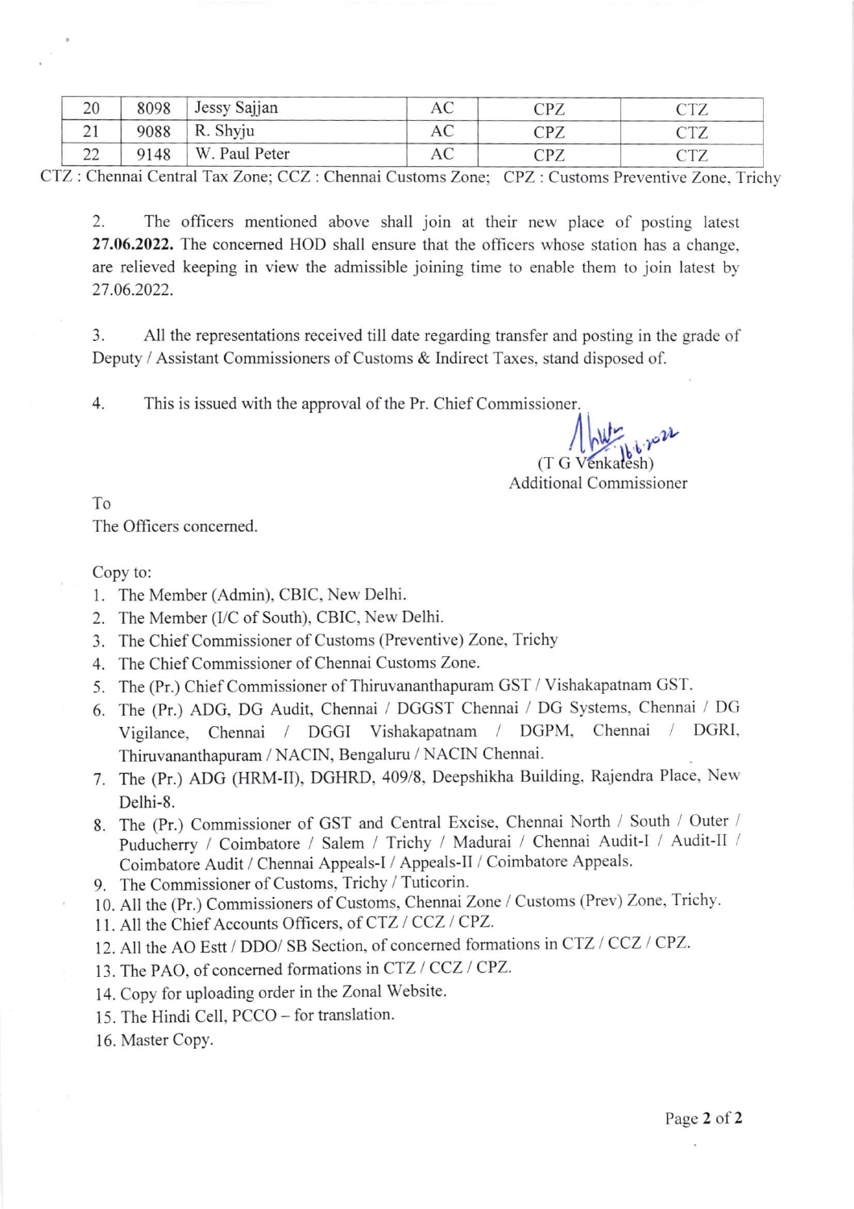| | | | | | |
|---|---|---|---|---|---|
| 20 | 8098 | Jessy Sajjan | AC | CPZ | CTZ |
| 21 | 9088 | R. Shyju | AC | CPZ | CTZ |
| 22 | 9148 | W. Paul Peter | AC | CPZ | CTZ |

CTZ : Chennai Central Tax Zone; CCZ : Chennai Customs Zone; CPZ : Customs Preventive Zone, Trichy

2. The officers mentioned above shall join at their new place of posting latest **27.06.2022.** The concerned HOD shall ensure that the officers whose station has a change, are relieved keeping in view the admissible joining time to enable them to join latest by 27.06.2022.

3. All the representations received till date regarding transfer and posting in the grade of Deputy / Assistant Commissioners of Customs & Indirect Taxes, stand disposed of.

4. This is issued with the approval of the Pr. Chief Commissioner.

16.6.2022

(T G Venkatesh)
Additional Commissioner

To
The Officers concerned.

Copy to:

1. The Member (Admin), CBIC, New Delhi.
2. The Member (I/C of South), CBIC, New Delhi.
3. The Chief Commissioner of Customs (Preventive) Zone, Trichy
4. The Chief Commissioner of Chennai Customs Zone.
5. The (Pr.) Chief Commissioner of Thiruvananthapuram GST / Vishakapatnam GST.
6. The (Pr.) ADG, DG Audit, Chennai / DGGST Chennai / DG Systems, Chennai / DG Vigilance, Chennai / DGGI Vishakapatnam / DGPM, Chennai / DGRI, Thiruvananthapuram / NACIN, Bengaluru / NACIN Chennai.
7. The (Pr.) ADG (HRM-II), DGHRD, 409/8, Deepshikha Building, Rajendra Place, New Delhi-8.
8. The (Pr.) Commissioner of GST and Central Excise, Chennai North / South / Outer / Puducherry / Coimbatore / Salem / Trichy / Madurai / Chennai Audit-I / Audit-II / Coimbatore Audit / Chennai Appeals-I / Appeals-II / Coimbatore Appeals.
9. The Commissioner of Customs, Trichy / Tuticorin.
10. All the (Pr.) Commissioners of Customs, Chennai Zone / Customs (Prev) Zone, Trichy.
11. All the Chief Accounts Officers, of CTZ / CCZ / CPZ.
12. All the AO Estt / DDO/ SB Section, of concerned formations in CTZ / CCZ / CPZ.
13. The PAO, of concerned formations in CTZ / CCZ / CPZ.
14. Copy for uploading order in the Zonal Website.
15. The Hindi Cell, PCCO – for translation.
16. Master Copy.